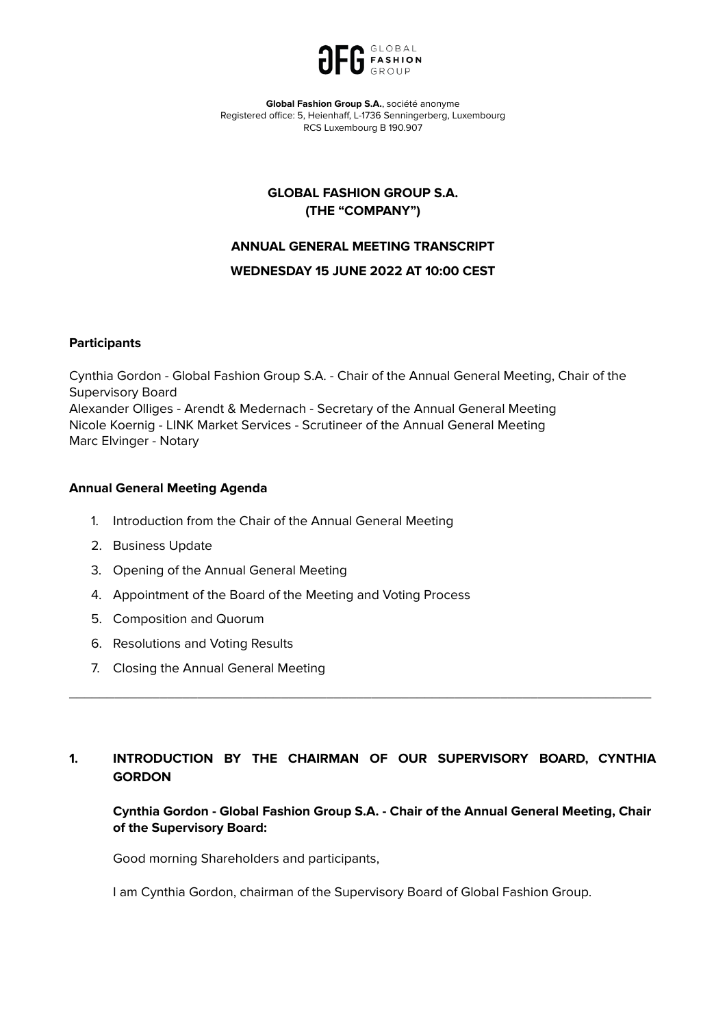GFG GLOBAL FASHION GROUP

**Global Fashion Group S.A.**, société anonyme
Registered office: 5, Heienhaff, L-1736 Senningerberg, Luxembourg
RCS Luxembourg B 190.907

# GLOBAL FASHION GROUP S.A.
# (THE "COMPANY")

## ANNUAL GENERAL MEETING TRANSCRIPT
## WEDNESDAY 15 JUNE 2022 AT 10:00 CEST

**Participants**

Cynthia Gordon - Global Fashion Group S.A. - Chair of the Annual General Meeting, Chair of the Supervisory Board
Alexander Olliges - Arendt & Medernach - Secretary of the Annual General Meeting
Nicole Koernig - LINK Market Services - Scrutineer of the Annual General Meeting
Marc Elvinger - Notary

**Annual General Meeting Agenda**

1. Introduction from the Chair of the Annual General Meeting
2. Business Update
3. Opening of the Annual General Meeting
4. Appointment of the Board of the Meeting and Voting Process
5. Composition and Quorum
6. Resolutions and Voting Results
7. Closing the Annual General Meeting

---

## 1. INTRODUCTION BY THE CHAIRMAN OF OUR SUPERVISORY BOARD, CYNTHIA GORDON

**Cynthia Gordon - Global Fashion Group S.A. - Chair of the Annual General Meeting, Chair of the Supervisory Board:**

Good morning Shareholders and participants,

I am Cynthia Gordon, chairman of the Supervisory Board of Global Fashion Group.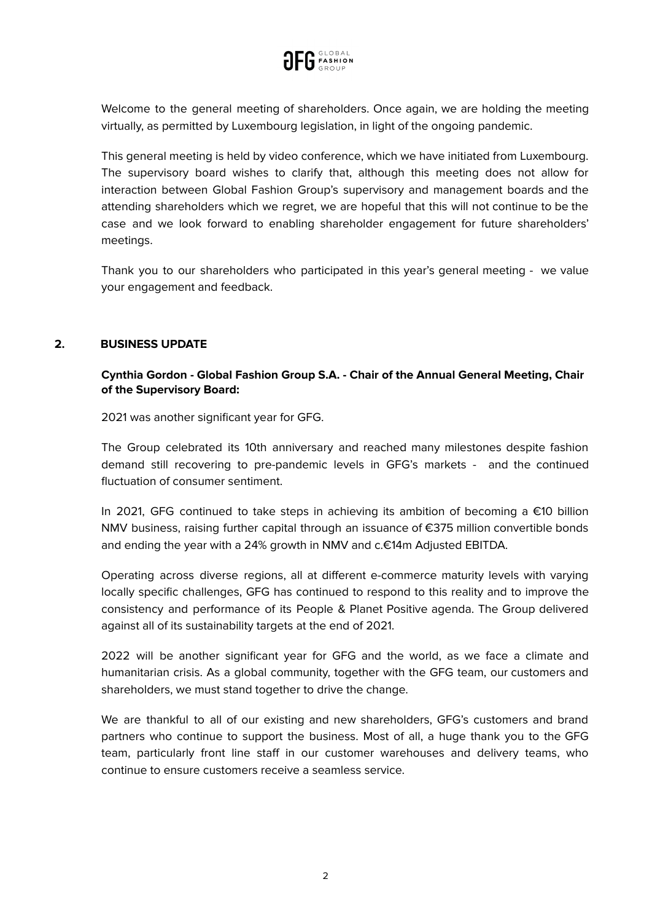Welcome to the general meeting of shareholders. Once again, we are holding the meeting virtually, as permitted by Luxembourg legislation, in light of the ongoing pandemic.

This general meeting is held by video conference, which we have initiated from Luxembourg. The supervisory board wishes to clarify that, although this meeting does not allow for interaction between Global Fashion Group's supervisory and management boards and the attending shareholders which we regret, we are hopeful that this will not continue to be the case and we look forward to enabling shareholder engagement for future shareholders' meetings.

Thank you to our shareholders who participated in this year's general meeting - we value your engagement and feedback.

## 2. BUSINESS UPDATE

**Cynthia Gordon - Global Fashion Group S.A. - Chair of the Annual General Meeting, Chair of the Supervisory Board:**

2021 was another significant year for GFG.

The Group celebrated its 10th anniversary and reached many milestones despite fashion demand still recovering to pre-pandemic levels in GFG's markets - and the continued fluctuation of consumer sentiment.

In 2021, GFG continued to take steps in achieving its ambition of becoming a €10 billion NMV business, raising further capital through an issuance of €375 million convertible bonds and ending the year with a 24% growth in NMV and c.€14m Adjusted EBITDA.

Operating across diverse regions, all at different e-commerce maturity levels with varying locally specific challenges, GFG has continued to respond to this reality and to improve the consistency and performance of its People & Planet Positive agenda. The Group delivered against all of its sustainability targets at the end of 2021.

2022 will be another significant year for GFG and the world, as we face a climate and humanitarian crisis. As a global community, together with the GFG team, our customers and shareholders, we must stand together to drive the change.

We are thankful to all of our existing and new shareholders, GFG's customers and brand partners who continue to support the business. Most of all, a huge thank you to the GFG team, particularly front line staff in our customer warehouses and delivery teams, who continue to ensure customers receive a seamless service.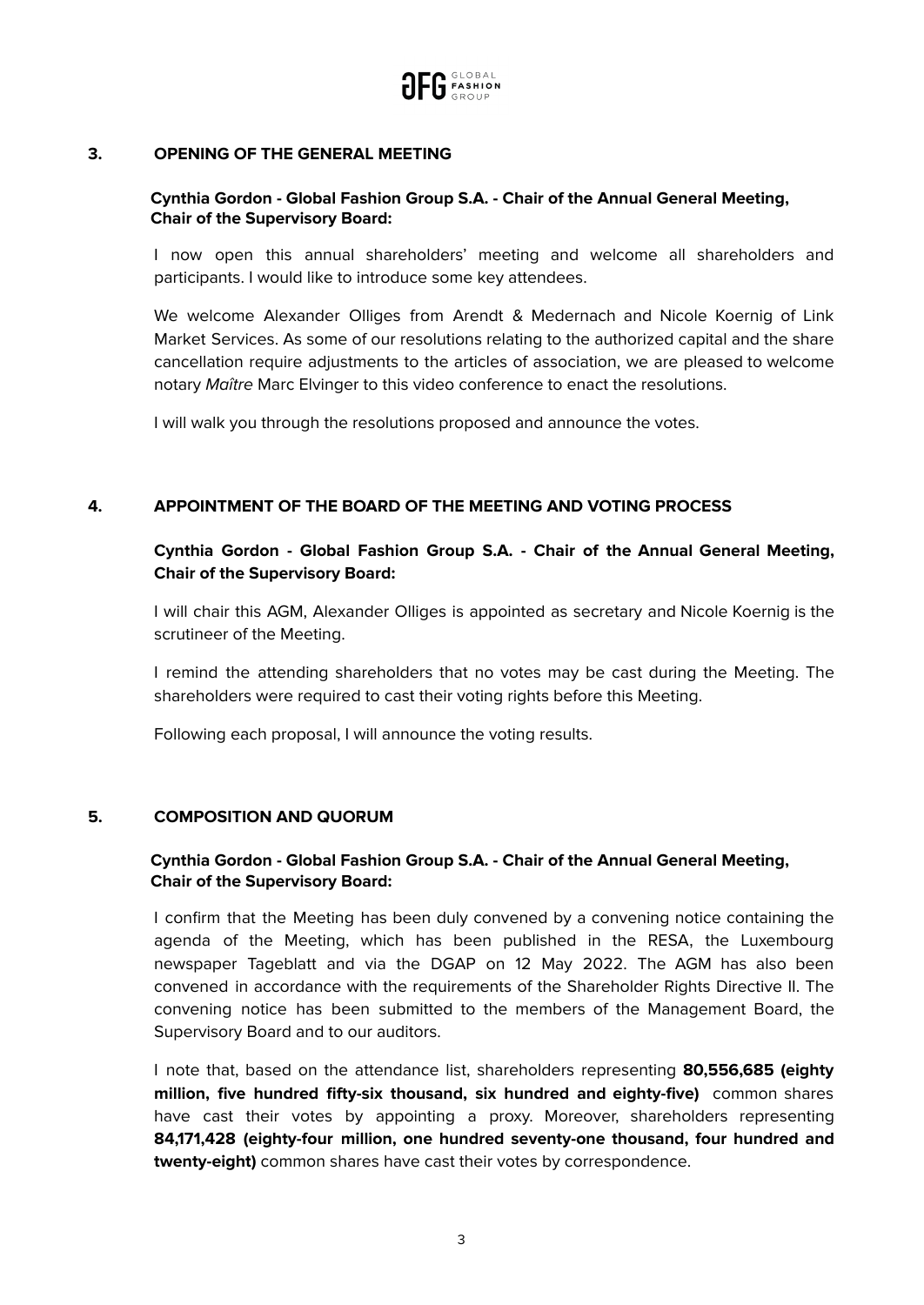## 3. OPENING OF THE GENERAL MEETING

**Cynthia Gordon - Global Fashion Group S.A. - Chair of the Annual General Meeting, Chair of the Supervisory Board:**

I now open this annual shareholders' meeting and welcome all shareholders and participants. I would like to introduce some key attendees.

We welcome Alexander Olliges from Arendt & Medernach and Nicole Koernig of Link Market Services. As some of our resolutions relating to the authorized capital and the share cancellation require adjustments to the articles of association, we are pleased to welcome notary *Maître* Marc Elvinger to this video conference to enact the resolutions.

I will walk you through the resolutions proposed and announce the votes.

## 4. APPOINTMENT OF THE BOARD OF THE MEETING AND VOTING PROCESS

**Cynthia Gordon - Global Fashion Group S.A. - Chair of the Annual General Meeting, Chair of the Supervisory Board:**

I will chair this AGM, Alexander Olliges is appointed as secretary and Nicole Koernig is the scrutineer of the Meeting.

I remind the attending shareholders that no votes may be cast during the Meeting. The shareholders were required to cast their voting rights before this Meeting.

Following each proposal, I will announce the voting results.

## 5. COMPOSITION AND QUORUM

**Cynthia Gordon - Global Fashion Group S.A. - Chair of the Annual General Meeting, Chair of the Supervisory Board:**

I confirm that the Meeting has been duly convened by a convening notice containing the agenda of the Meeting, which has been published in the RESA, the Luxembourg newspaper Tageblatt and via the DGAP on 12 May 2022. The AGM has also been convened in accordance with the requirements of the Shareholder Rights Directive II. The convening notice has been submitted to the members of the Management Board, the Supervisory Board and to our auditors.

I note that, based on the attendance list, shareholders representing **80,556,685 (eighty million, five hundred fifty-six thousand, six hundred and eighty-five)** common shares have cast their votes by appointing a proxy. Moreover, shareholders representing **84,171,428 (eighty-four million, one hundred seventy-one thousand, four hundred and twenty-eight)** common shares have cast their votes by correspondence.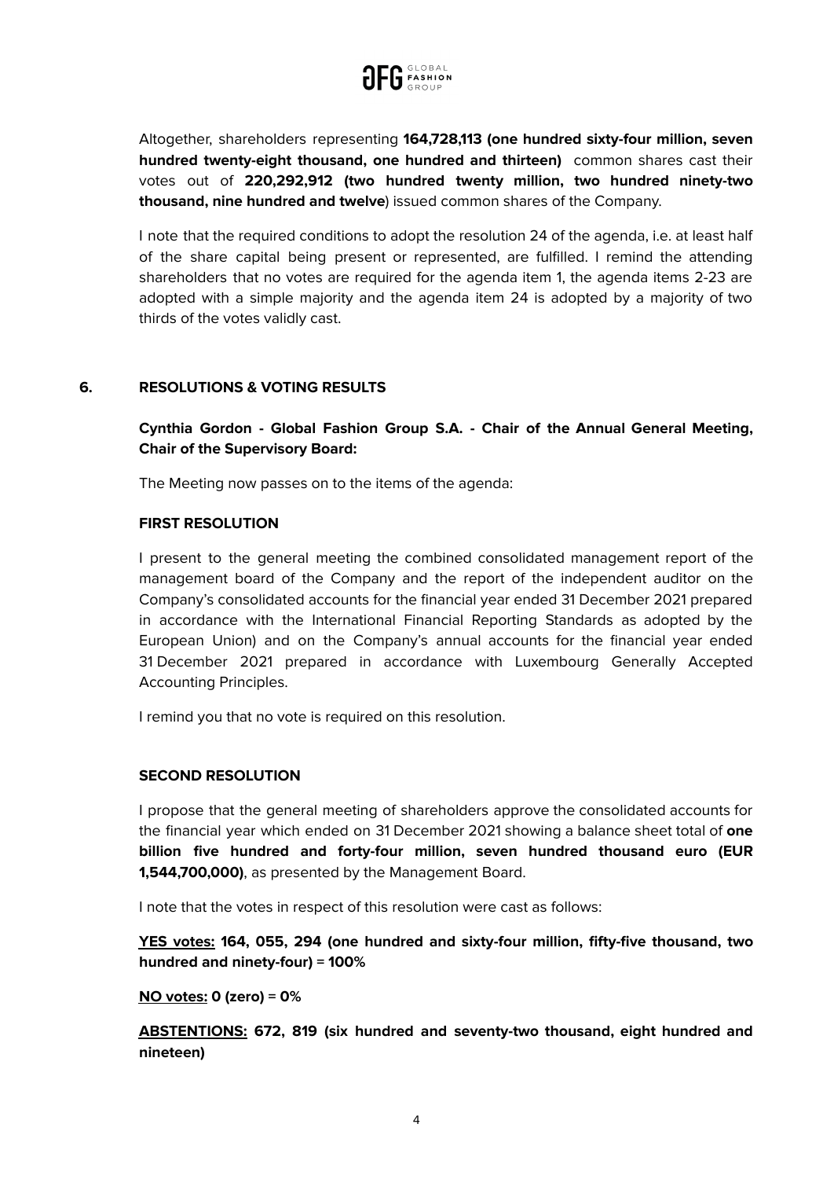Altogether, shareholders representing **164,728,113 (one hundred sixty-four million, seven hundred twenty-eight thousand, one hundred and thirteen)** common shares cast their votes out of **220,292,912 (two hundred twenty million, two hundred ninety-two thousand, nine hundred and twelve**) issued common shares of the Company.

I note that the required conditions to adopt the resolution 24 of the agenda, i.e. at least half of the share capital being present or represented, are fulfilled. I remind the attending shareholders that no votes are required for the agenda item 1, the agenda items 2-23 are adopted with a simple majority and the agenda item 24 is adopted by a majority of two thirds of the votes validly cast.

## 6. RESOLUTIONS & VOTING RESULTS

**Cynthia Gordon - Global Fashion Group S.A. - Chair of the Annual General Meeting, Chair of the Supervisory Board:**

The Meeting now passes on to the items of the agenda:

**FIRST RESOLUTION**

I present to the general meeting the combined consolidated management report of the management board of the Company and the report of the independent auditor on the Company's consolidated accounts for the financial year ended 31 December 2021 prepared in accordance with the International Financial Reporting Standards as adopted by the European Union) and on the Company's annual accounts for the financial year ended 31 December 2021 prepared in accordance with Luxembourg Generally Accepted Accounting Principles.

I remind you that no vote is required on this resolution.

**SECOND RESOLUTION**

I propose that the general meeting of shareholders approve the consolidated accounts for the financial year which ended on 31 December 2021 showing a balance sheet total of **one billion five hundred and forty-four million, seven hundred thousand euro (EUR 1,544,700,000)**, as presented by the Management Board.

I note that the votes in respect of this resolution were cast as follows:

**<u>YES votes:</u> 164, 055, 294 (one hundred and sixty-four million, fifty-five thousand, two hundred and ninety-four) = 100%**

**<u>NO votes:</u> 0 (zero) = 0%**

**<u>ABSTENTIONS:</u> 672, 819 (six hundred and seventy-two thousand, eight hundred and nineteen)**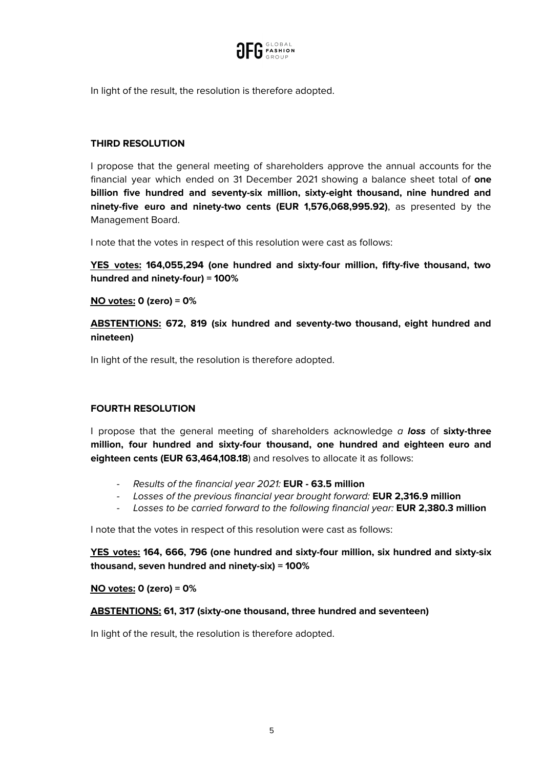In light of the result, the resolution is therefore adopted.

**THIRD RESOLUTION**

I propose that the general meeting of shareholders approve the annual accounts for the financial year which ended on 31 December 2021 showing a balance sheet total of **one billion five hundred and seventy-six million, sixty-eight thousand, nine hundred and ninety-five euro and ninety-two cents (EUR 1,576,068,995.92)**, as presented by the Management Board.

I note that the votes in respect of this resolution were cast as follows:

**<u>YES votes:</u> 164,055,294 (one hundred and sixty-four million, fifty-five thousand, two hundred and ninety-four) = 100%**

**<u>NO votes:</u> 0 (zero) = 0%**

**<u>ABSTENTIONS:</u> 672, 819 (six hundred and seventy-two thousand, eight hundred and nineteen)**

In light of the result, the resolution is therefore adopted.

**FOURTH RESOLUTION**

I propose that the general meeting of shareholders acknowledge *a **loss*** of **sixty-three million, four hundred and sixty-four thousand, one hundred and eighteen euro and eighteen cents (EUR 63,464,108.18**) and resolves to allocate it as follows:

- *Results of the financial year 2021:* **EUR - 63.5 million**
- *Losses of the previous financial year brought forward:* **EUR 2,316.9 million**
- *Losses to be carried forward to the following financial year:* **EUR 2,380.3 million**

I note that the votes in respect of this resolution were cast as follows:

**<u>YES votes:</u> 164, 666, 796 (one hundred and sixty-four million, six hundred and sixty-six thousand, seven hundred and ninety-six) = 100%**

**<u>NO votes:</u> 0 (zero) = 0%**

**<u>ABSTENTIONS:</u> 61, 317 (sixty-one thousand, three hundred and seventeen)**

In light of the result, the resolution is therefore adopted.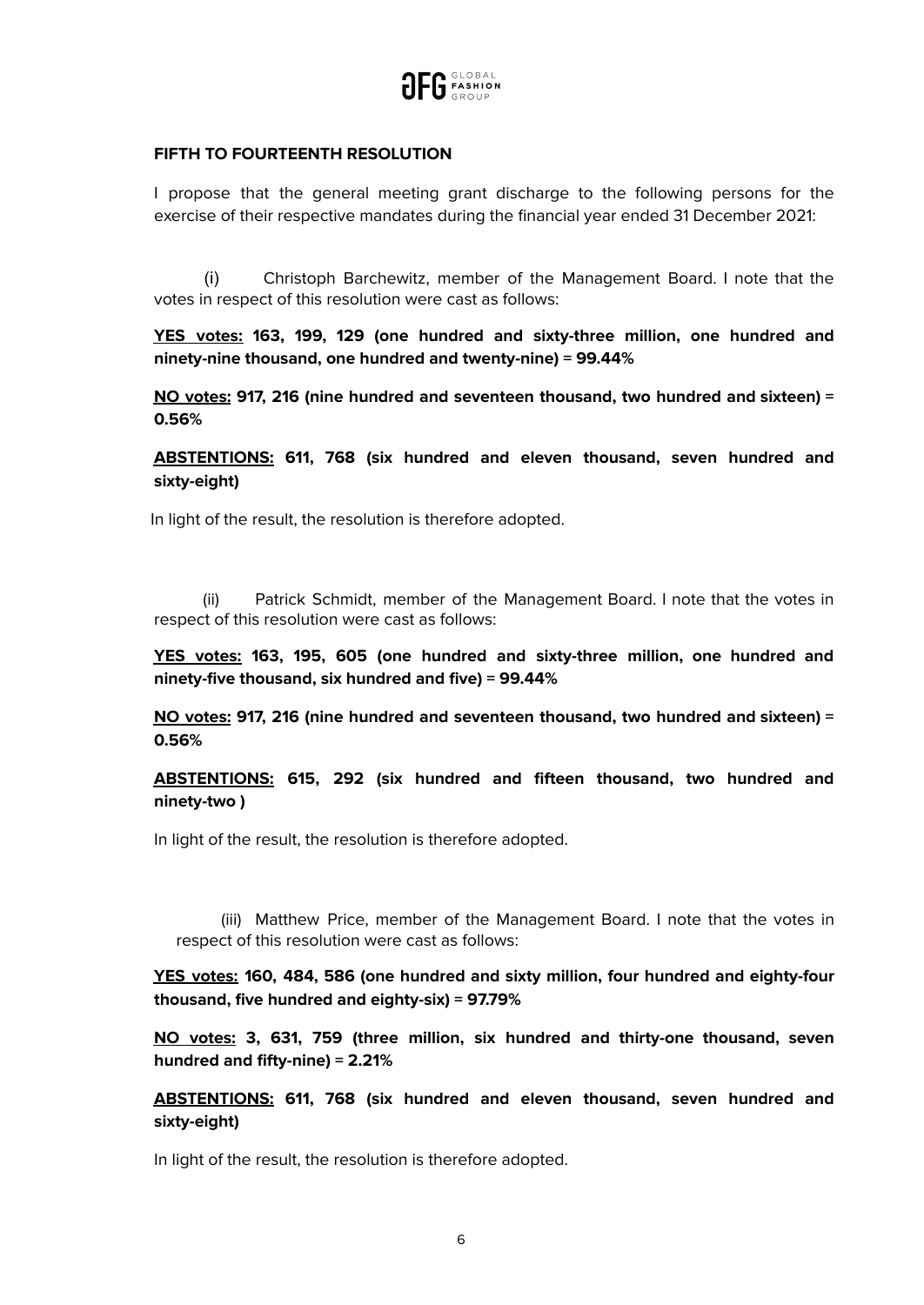**FIFTH TO FOURTEENTH RESOLUTION**

I propose that the general meeting grant discharge to the following persons for the exercise of their respective mandates during the financial year ended 31 December 2021:

(i) Christoph Barchewitz, member of the Management Board. I note that the votes in respect of this resolution were cast as follows:

**<u>YES votes:</u> 163, 199, 129 (one hundred and sixty-three million, one hundred and ninety-nine thousand, one hundred and twenty-nine) = 99.44%**

**<u>NO votes:</u> 917, 216 (nine hundred and seventeen thousand, two hundred and sixteen) = 0.56%**

**<u>ABSTENTIONS:</u> 611, 768 (six hundred and eleven thousand, seven hundred and sixty-eight)**

In light of the result, the resolution is therefore adopted.

(ii) Patrick Schmidt, member of the Management Board. I note that the votes in respect of this resolution were cast as follows:

**<u>YES votes:</u> 163, 195, 605 (one hundred and sixty-three million, one hundred and ninety-five thousand, six hundred and five) = 99.44%**

**<u>NO votes:</u> 917, 216 (nine hundred and seventeen thousand, two hundred and sixteen) = 0.56%**

**<u>ABSTENTIONS:</u> 615, 292 (six hundred and fifteen thousand, two hundred and ninety-two )**

In light of the result, the resolution is therefore adopted.

(iii) Matthew Price, member of the Management Board. I note that the votes in respect of this resolution were cast as follows:

**<u>YES votes:</u> 160, 484, 586 (one hundred and sixty million, four hundred and eighty-four thousand, five hundred and eighty-six) = 97.79%**

**<u>NO votes:</u> 3, 631, 759 (three million, six hundred and thirty-one thousand, seven hundred and fifty-nine) = 2.21%**

**<u>ABSTENTIONS:</u> 611, 768 (six hundred and eleven thousand, seven hundred and sixty-eight)**

In light of the result, the resolution is therefore adopted.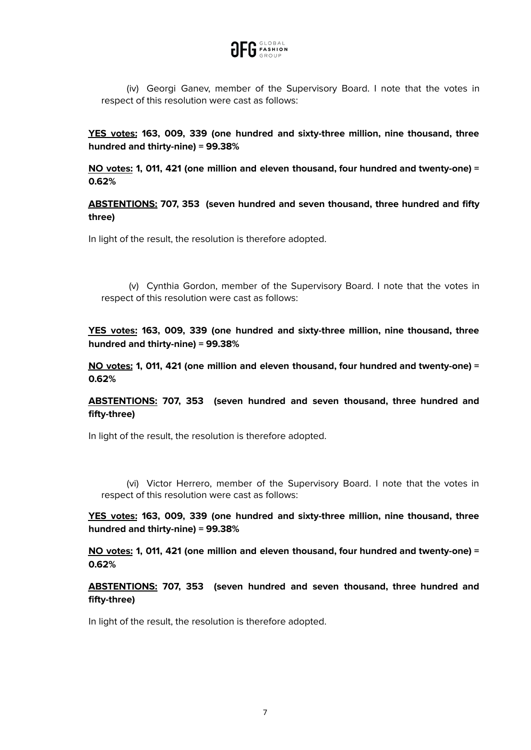(iv) Georgi Ganev, member of the Supervisory Board. I note that the votes in respect of this resolution were cast as follows:

**YES votes: 163, 009, 339 (one hundred and sixty-three million, nine thousand, three hundred and thirty-nine) = 99.38%**

**NO votes: 1, 011, 421 (one million and eleven thousand, four hundred and twenty-one) = 0.62%**

**ABSTENTIONS: 707, 353 (seven hundred and seven thousand, three hundred and fifty three)**

In light of the result, the resolution is therefore adopted.

(v) Cynthia Gordon, member of the Supervisory Board. I note that the votes in respect of this resolution were cast as follows:

**YES votes: 163, 009, 339 (one hundred and sixty-three million, nine thousand, three hundred and thirty-nine) = 99.38%**

**NO votes: 1, 011, 421 (one million and eleven thousand, four hundred and twenty-one) = 0.62%**

**ABSTENTIONS: 707, 353 (seven hundred and seven thousand, three hundred and fifty-three)**

In light of the result, the resolution is therefore adopted.

(vi) Victor Herrero, member of the Supervisory Board. I note that the votes in respect of this resolution were cast as follows:

**YES votes: 163, 009, 339 (one hundred and sixty-three million, nine thousand, three hundred and thirty-nine) = 99.38%**

**NO votes: 1, 011, 421 (one million and eleven thousand, four hundred and twenty-one) = 0.62%**

**ABSTENTIONS: 707, 353 (seven hundred and seven thousand, three hundred and fifty-three)**

In light of the result, the resolution is therefore adopted.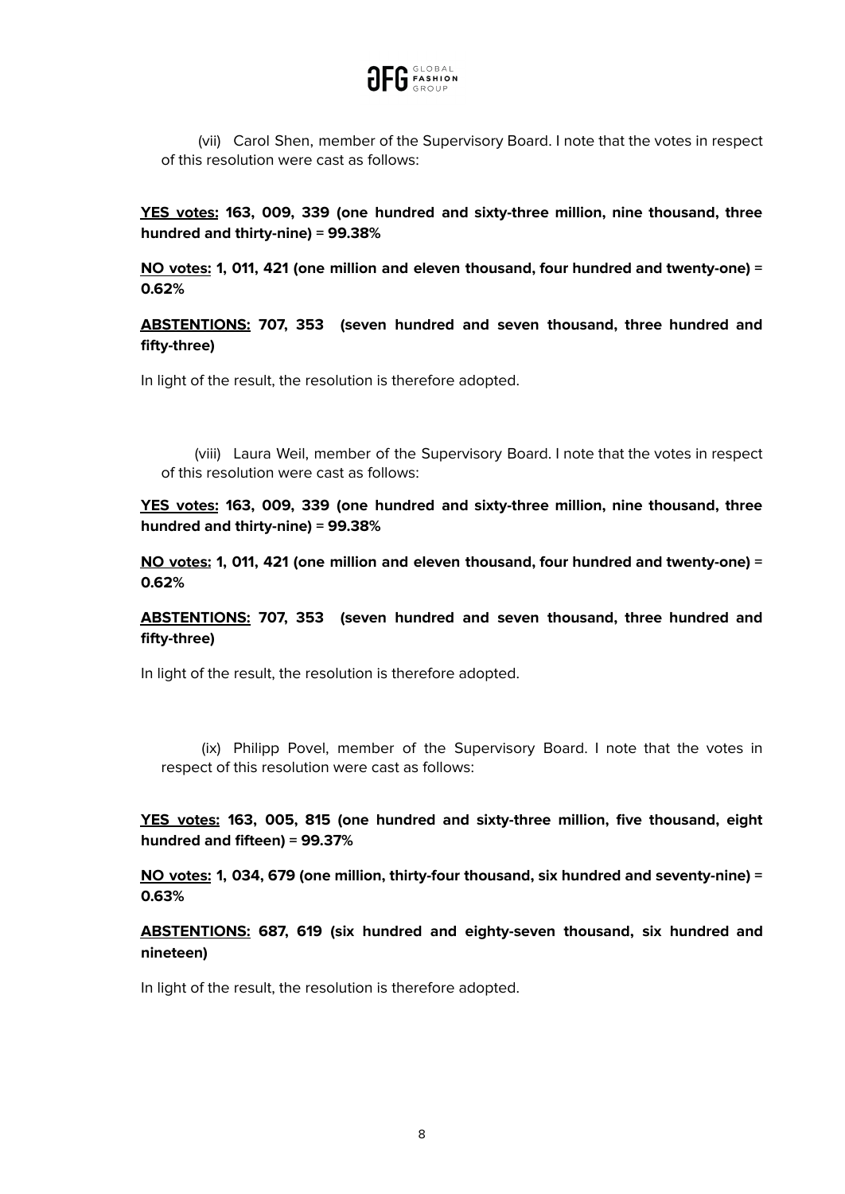(vii) Carol Shen, member of the Supervisory Board. I note that the votes in respect of this resolution were cast as follows:

**<u>YES votes:</u> 163, 009, 339 (one hundred and sixty-three million, nine thousand, three hundred and thirty-nine) = 99.38%**

**<u>NO votes:</u> 1, 011, 421 (one million and eleven thousand, four hundred and twenty-one) = 0.62%**

**<u>ABSTENTIONS:</u> 707, 353 (seven hundred and seven thousand, three hundred and fifty-three)**

In light of the result, the resolution is therefore adopted.

(viii) Laura Weil, member of the Supervisory Board. I note that the votes in respect of this resolution were cast as follows:

**<u>YES votes:</u> 163, 009, 339 (one hundred and sixty-three million, nine thousand, three hundred and thirty-nine) = 99.38%**

**<u>NO votes:</u> 1, 011, 421 (one million and eleven thousand, four hundred and twenty-one) = 0.62%**

**<u>ABSTENTIONS:</u> 707, 353 (seven hundred and seven thousand, three hundred and fifty-three)**

In light of the result, the resolution is therefore adopted.

(ix) Philipp Povel, member of the Supervisory Board. I note that the votes in respect of this resolution were cast as follows:

**<u>YES votes:</u> 163, 005, 815 (one hundred and sixty-three million, five thousand, eight hundred and fifteen) = 99.37%**

**<u>NO votes:</u> 1, 034, 679 (one million, thirty-four thousand, six hundred and seventy-nine) = 0.63%**

**<u>ABSTENTIONS:</u> 687, 619 (six hundred and eighty-seven thousand, six hundred and nineteen)**

In light of the result, the resolution is therefore adopted.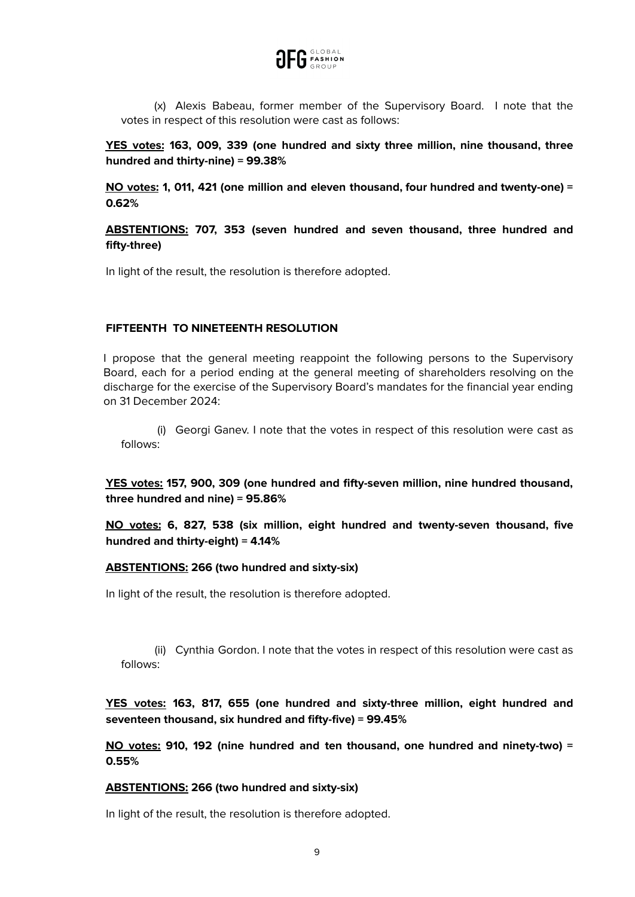(x) Alexis Babeau, former member of the Supervisory Board. I note that the votes in respect of this resolution were cast as follows:

**YES votes: 163, 009, 339 (one hundred and sixty three million, nine thousand, three hundred and thirty-nine) = 99.38%**

**NO votes: 1, 011, 421 (one million and eleven thousand, four hundred and twenty-one) = 0.62%**

**ABSTENTIONS: 707, 353 (seven hundred and seven thousand, three hundred and fifty-three)**

In light of the result, the resolution is therefore adopted.

**FIFTEENTH TO NINETEENTH RESOLUTION**

I propose that the general meeting reappoint the following persons to the Supervisory Board, each for a period ending at the general meeting of shareholders resolving on the discharge for the exercise of the Supervisory Board's mandates for the financial year ending on 31 December 2024:

(i) Georgi Ganev. I note that the votes in respect of this resolution were cast as follows:

**YES votes: 157, 900, 309 (one hundred and fifty-seven million, nine hundred thousand, three hundred and nine) = 95.86%**

**NO votes: 6, 827, 538 (six million, eight hundred and twenty-seven thousand, five hundred and thirty-eight) = 4.14%**

**ABSTENTIONS: 266 (two hundred and sixty-six)**

In light of the result, the resolution is therefore adopted.

(ii) Cynthia Gordon. I note that the votes in respect of this resolution were cast as follows:

**YES votes: 163, 817, 655 (one hundred and sixty-three million, eight hundred and seventeen thousand, six hundred and fifty-five) = 99.45%**

**NO votes: 910, 192 (nine hundred and ten thousand, one hundred and ninety-two) = 0.55%**

**ABSTENTIONS: 266 (two hundred and sixty-six)**

In light of the result, the resolution is therefore adopted.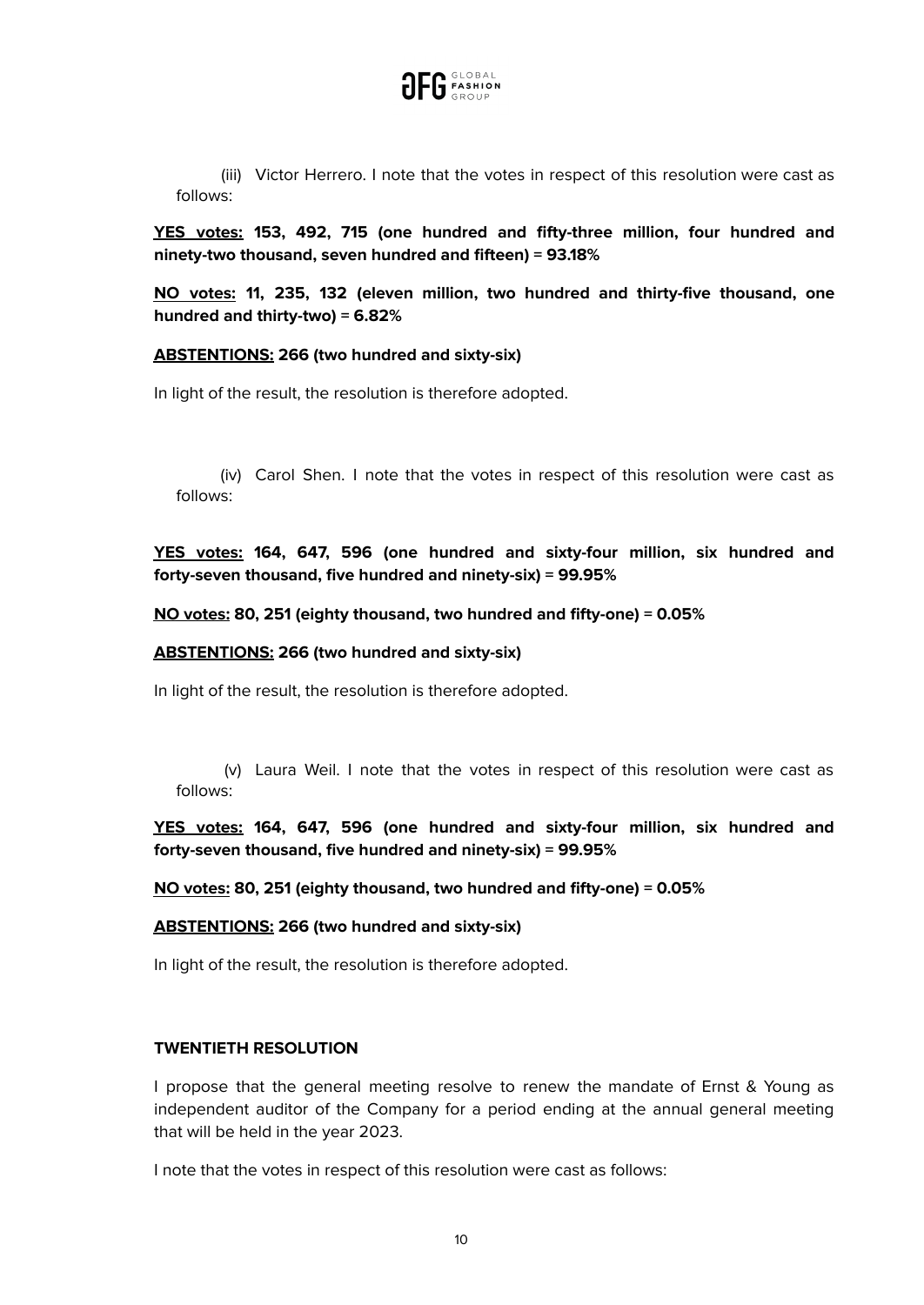(iii) Victor Herrero. I note that the votes in respect of this resolution were cast as follows:

**YES votes: 153, 492, 715 (one hundred and fifty-three million, four hundred and ninety-two thousand, seven hundred and fifteen) = 93.18%**

**NO votes: 11, 235, 132 (eleven million, two hundred and thirty-five thousand, one hundred and thirty-two) = 6.82%**

**ABSTENTIONS: 266 (two hundred and sixty-six)**

In light of the result, the resolution is therefore adopted.

(iv) Carol Shen. I note that the votes in respect of this resolution were cast as follows:

**YES votes: 164, 647, 596 (one hundred and sixty-four million, six hundred and forty-seven thousand, five hundred and ninety-six) = 99.95%**

**NO votes: 80, 251 (eighty thousand, two hundred and fifty-one) = 0.05%**

**ABSTENTIONS: 266 (two hundred and sixty-six)**

In light of the result, the resolution is therefore adopted.

(v) Laura Weil. I note that the votes in respect of this resolution were cast as follows:

**YES votes: 164, 647, 596 (one hundred and sixty-four million, six hundred and forty-seven thousand, five hundred and ninety-six) = 99.95%**

**NO votes: 80, 251 (eighty thousand, two hundred and fifty-one) = 0.05%**

**ABSTENTIONS: 266 (two hundred and sixty-six)**

In light of the result, the resolution is therefore adopted.

**TWENTIETH RESOLUTION**

I propose that the general meeting resolve to renew the mandate of Ernst & Young as independent auditor of the Company for a period ending at the annual general meeting that will be held in the year 2023.

I note that the votes in respect of this resolution were cast as follows: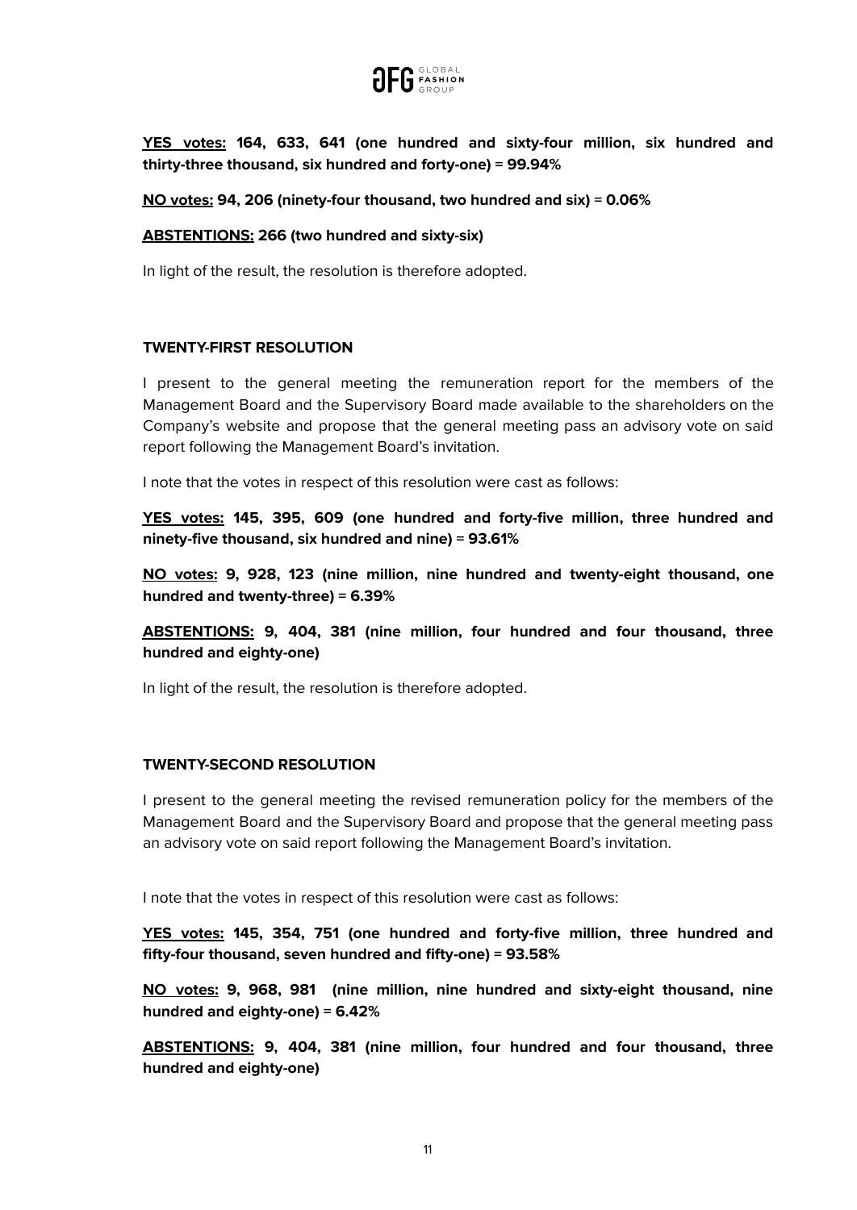**<u>YES votes:</u> 164, 633, 641 (one hundred and sixty-four million, six hundred and thirty-three thousand, six hundred and forty-one) = 99.94%**

**<u>NO votes:</u> 94, 206 (ninety-four thousand, two hundred and six) = 0.06%**

**<u>ABSTENTIONS:</u> 266 (two hundred and sixty-six)**

In light of the result, the resolution is therefore adopted.

**TWENTY-FIRST RESOLUTION**

I present to the general meeting the remuneration report for the members of the Management Board and the Supervisory Board made available to the shareholders on the Company's website and propose that the general meeting pass an advisory vote on said report following the Management Board's invitation.

I note that the votes in respect of this resolution were cast as follows:

**<u>YES votes:</u> 145, 395, 609 (one hundred and forty-five million, three hundred and ninety-five thousand, six hundred and nine) = 93.61%**

**<u>NO votes:</u> 9, 928, 123 (nine million, nine hundred and twenty-eight thousand, one hundred and twenty-three) = 6.39%**

**<u>ABSTENTIONS:</u> 9, 404, 381 (nine million, four hundred and four thousand, three hundred and eighty-one)**

In light of the result, the resolution is therefore adopted.

**TWENTY-SECOND RESOLUTION**

I present to the general meeting the revised remuneration policy for the members of the Management Board and the Supervisory Board and propose that the general meeting pass an advisory vote on said report following the Management Board's invitation.

I note that the votes in respect of this resolution were cast as follows:

**<u>YES votes:</u> 145, 354, 751 (one hundred and forty-five million, three hundred and fifty-four thousand, seven hundred and fifty-one) = 93.58%**

**<u>NO votes:</u> 9, 968, 981 (nine million, nine hundred and sixty-eight thousand, nine hundred and eighty-one) = 6.42%**

**<u>ABSTENTIONS:</u> 9, 404, 381 (nine million, four hundred and four thousand, three hundred and eighty-one)**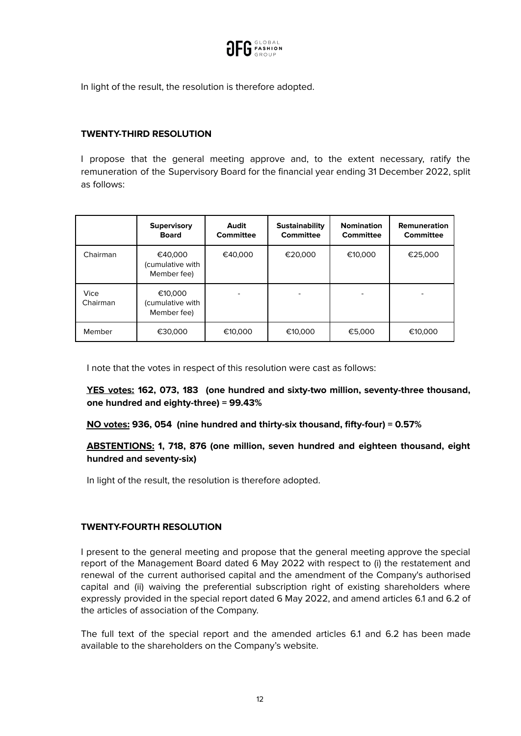In light of the result, the resolution is therefore adopted.

**TWENTY-THIRD RESOLUTION**

I propose that the general meeting approve and, to the extent necessary, ratify the remuneration of the Supervisory Board for the financial year ending 31 December 2022, split as follows:

| | Supervisory Board | Audit Committee | Sustainability Committee | Nomination Committee | Remuneration Committee |
|---|---|---|---|---|---|
| Chairman | €40,000 (cumulative with Member fee) | €40,000 | €20,000 | €10,000 | €25,000 |
| Vice Chairman | €10,000 (cumulative with Member fee) | - | - | - | - |
| Member | €30,000 | €10,000 | €10,000 | €5,000 | €10,000 |

I note that the votes in respect of this resolution were cast as follows:

**<u>YES votes:</u> 162, 073, 183 (one hundred and sixty-two million, seventy-three thousand, one hundred and eighty-three) = 99.43%**

**<u>NO votes:</u> 936, 054 (nine hundred and thirty-six thousand, fifty-four) = 0.57%**

**<u>ABSTENTIONS:</u> 1, 718, 876 (one million, seven hundred and eighteen thousand, eight hundred and seventy-six)**

In light of the result, the resolution is therefore adopted.

**TWENTY-FOURTH RESOLUTION**

I present to the general meeting and propose that the general meeting approve the special report of the Management Board dated 6 May 2022 with respect to (i) the restatement and renewal of the current authorised capital and the amendment of the Company's authorised capital and (ii) waiving the preferential subscription right of existing shareholders where expressly provided in the special report dated 6 May 2022, and amend articles 6.1 and 6.2 of the articles of association of the Company.

The full text of the special report and the amended articles 6.1 and 6.2 has been made available to the shareholders on the Company's website.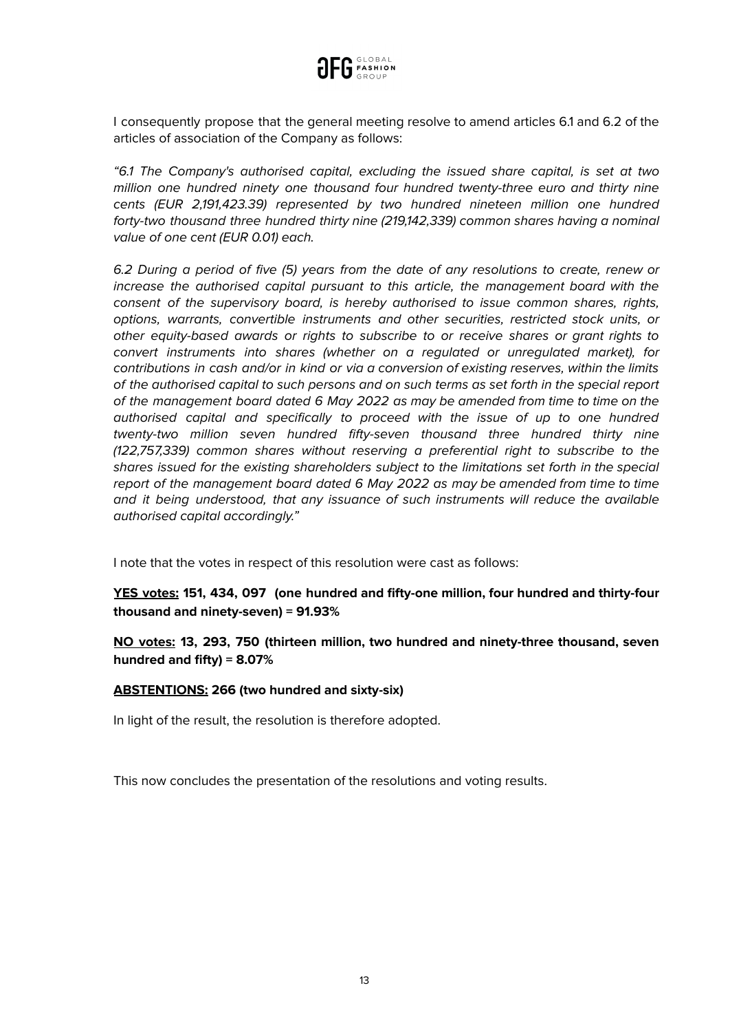I consequently propose that the general meeting resolve to amend articles 6.1 and 6.2 of the articles of association of the Company as follows:

*"6.1 The Company's authorised capital, excluding the issued share capital, is set at two million one hundred ninety one thousand four hundred twenty-three euro and thirty nine cents (EUR 2,191,423.39) represented by two hundred nineteen million one hundred forty-two thousand three hundred thirty nine (219,142,339) common shares having a nominal value of one cent (EUR 0.01) each.*

*6.2 During a period of five (5) years from the date of any resolutions to create, renew or increase the authorised capital pursuant to this article, the management board with the consent of the supervisory board, is hereby authorised to issue common shares, rights, options, warrants, convertible instruments and other securities, restricted stock units, or other equity-based awards or rights to subscribe to or receive shares or grant rights to convert instruments into shares (whether on a regulated or unregulated market), for contributions in cash and/or in kind or via a conversion of existing reserves, within the limits of the authorised capital to such persons and on such terms as set forth in the special report of the management board dated 6 May 2022 as may be amended from time to time on the authorised capital and specifically to proceed with the issue of up to one hundred twenty-two million seven hundred fifty-seven thousand three hundred thirty nine (122,757,339) common shares without reserving a preferential right to subscribe to the shares issued for the existing shareholders subject to the limitations set forth in the special report of the management board dated 6 May 2022 as may be amended from time to time and it being understood, that any issuance of such instruments will reduce the available authorised capital accordingly."*

I note that the votes in respect of this resolution were cast as follows:

**<u>YES votes:</u> 151, 434, 097 (one hundred and fifty-one million, four hundred and thirty-four thousand and ninety-seven) = 91.93%**

**<u>NO votes:</u> 13, 293, 750 (thirteen million, two hundred and ninety-three thousand, seven hundred and fifty) = 8.07%**

**<u>ABSTENTIONS:</u> 266 (two hundred and sixty-six)**

In light of the result, the resolution is therefore adopted.

This now concludes the presentation of the resolutions and voting results.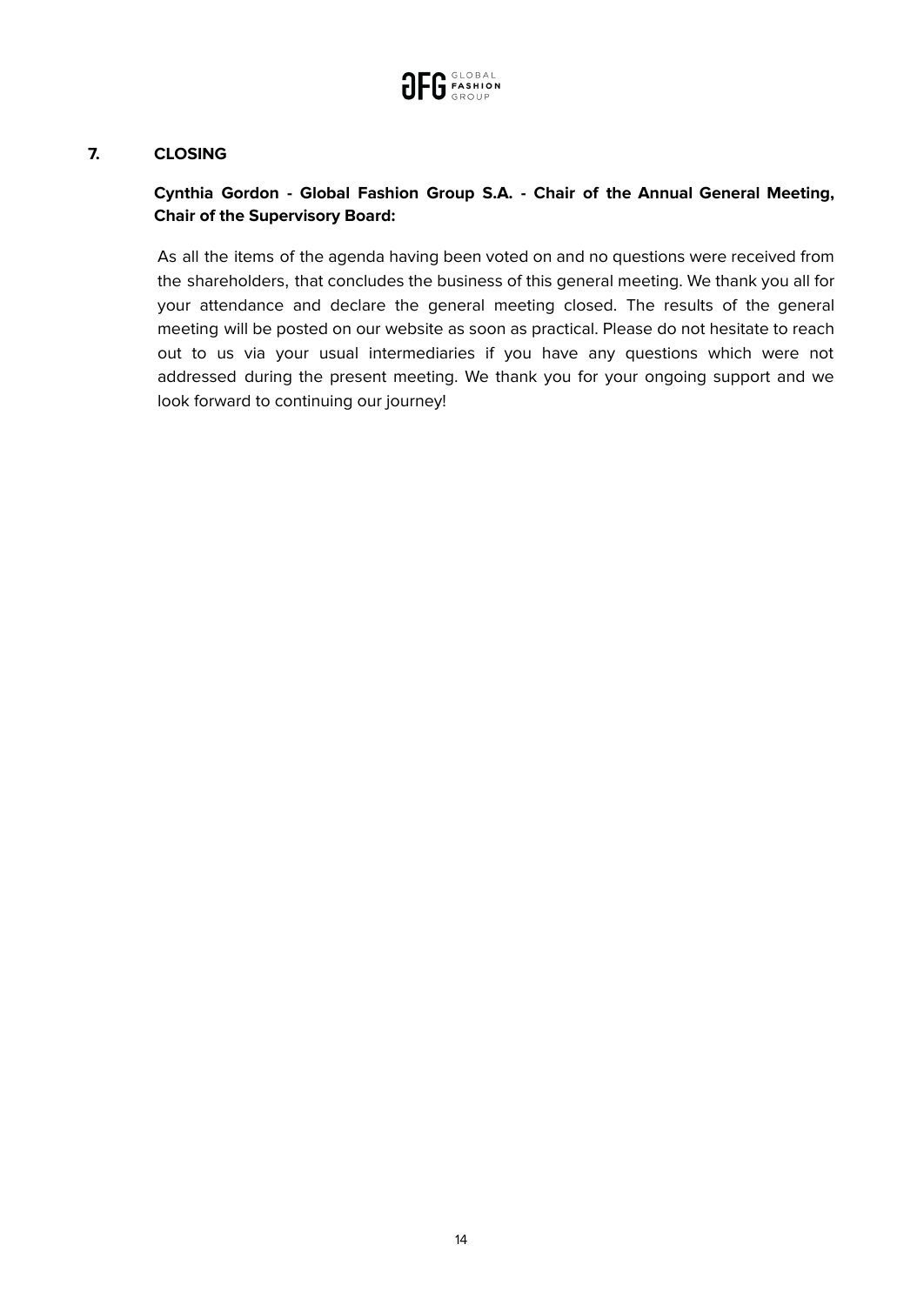## 7. CLOSING

**Cynthia Gordon - Global Fashion Group S.A. - Chair of the Annual General Meeting, Chair of the Supervisory Board:**

As all the items of the agenda having been voted on and no questions were received from the shareholders, that concludes the business of this general meeting. We thank you all for your attendance and declare the general meeting closed. The results of the general meeting will be posted on our website as soon as practical. Please do not hesitate to reach out to us via your usual intermediaries if you have any questions which were not addressed during the present meeting. We thank you for your ongoing support and we look forward to continuing our journey!